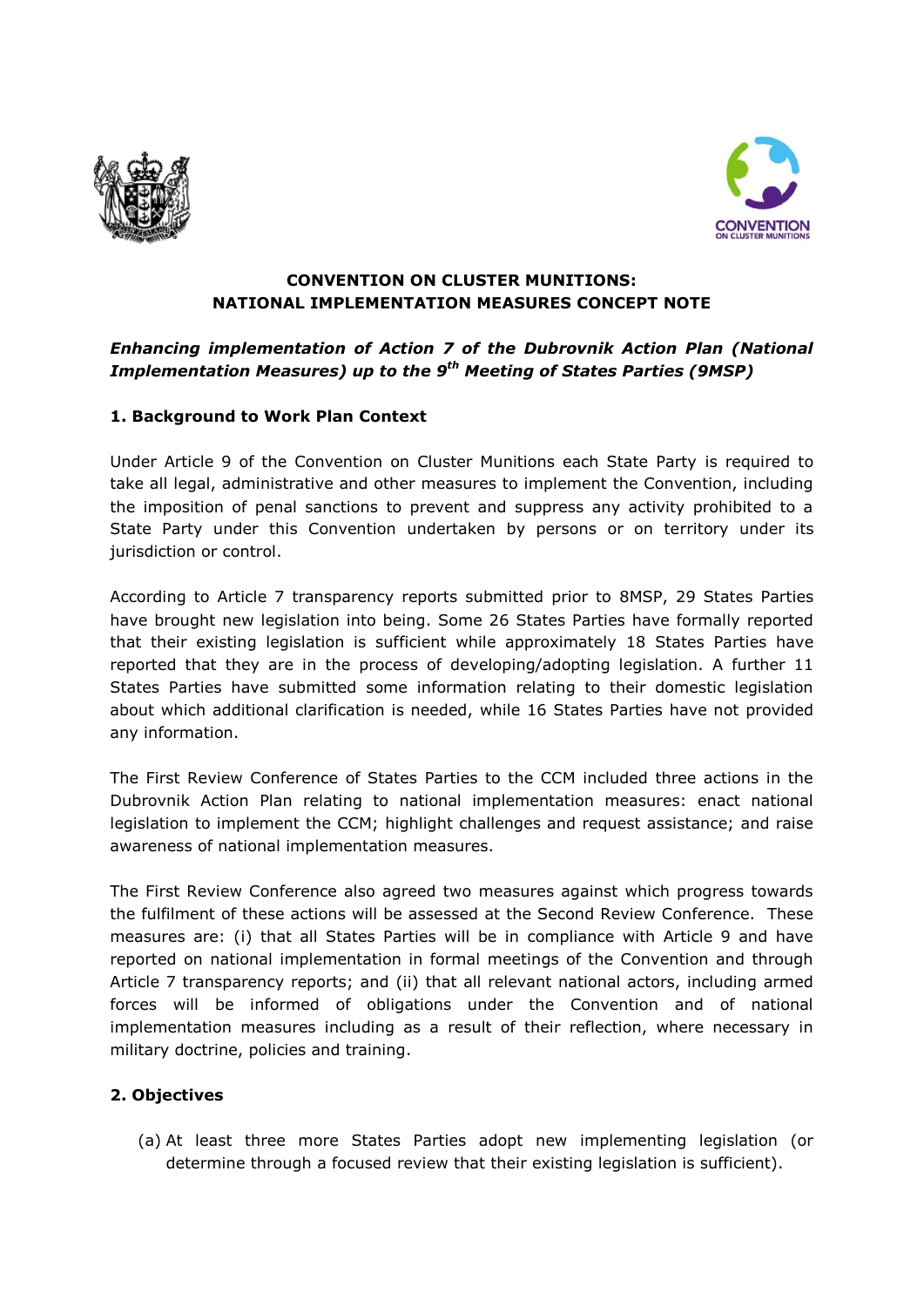# CONVENTION ON CLUSTER MUNITIONS: NATIONAL IMPLEMENTATION MEASURES CONCEPT NOTE

***Enhancing implementation of Action 7 of the Dubrovnik Action Plan (National Implementation Measures) up to the 9th Meeting of States Parties (9MSP)***

## 1. Background to Work Plan Context

Under Article 9 of the Convention on Cluster Munitions each State Party is required to take all legal, administrative and other measures to implement the Convention, including the imposition of penal sanctions to prevent and suppress any activity prohibited to a State Party under this Convention undertaken by persons or on territory under its jurisdiction or control.

According to Article 7 transparency reports submitted prior to 8MSP, 29 States Parties have brought new legislation into being. Some 26 States Parties have formally reported that their existing legislation is sufficient while approximately 18 States Parties have reported that they are in the process of developing/adopting legislation. A further 11 States Parties have submitted some information relating to their domestic legislation about which additional clarification is needed, while 16 States Parties have not provided any information.

The First Review Conference of States Parties to the CCM included three actions in the Dubrovnik Action Plan relating to national implementation measures: enact national legislation to implement the CCM; highlight challenges and request assistance; and raise awareness of national implementation measures.

The First Review Conference also agreed two measures against which progress towards the fulfilment of these actions will be assessed at the Second Review Conference. These measures are: (i) that all States Parties will be in compliance with Article 9 and have reported on national implementation in formal meetings of the Convention and through Article 7 transparency reports; and (ii) that all relevant national actors, including armed forces will be informed of obligations under the Convention and of national implementation measures including as a result of their reflection, where necessary in military doctrine, policies and training.

## 2. Objectives

(a) At least three more States Parties adopt new implementing legislation (or determine through a focused review that their existing legislation is sufficient).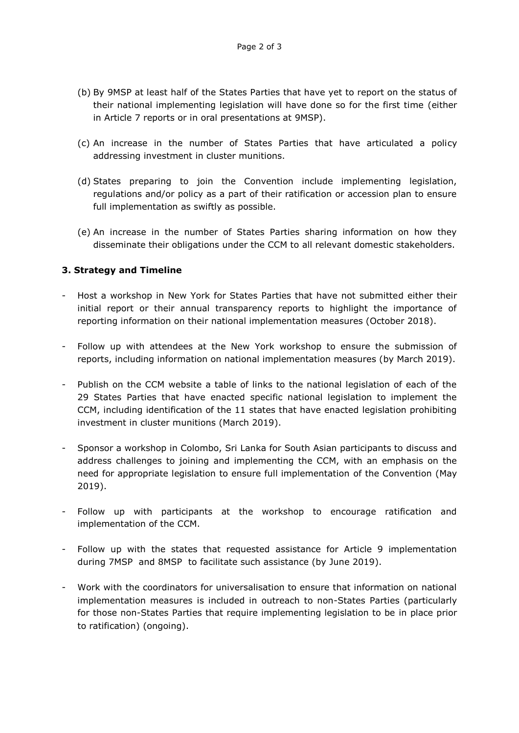(b) By 9MSP at least half of the States Parties that have yet to report on the status of their national implementing legislation will have done so for the first time (either in Article 7 reports or in oral presentations at 9MSP).

(c) An increase in the number of States Parties that have articulated a policy addressing investment in cluster munitions.

(d) States preparing to join the Convention include implementing legislation, regulations and/or policy as a part of their ratification or accession plan to ensure full implementation as swiftly as possible.

(e) An increase in the number of States Parties sharing information on how they disseminate their obligations under the CCM to all relevant domestic stakeholders.

**3. Strategy and Timeline**

- Host a workshop in New York for States Parties that have not submitted either their initial report or their annual transparency reports to highlight the importance of reporting information on their national implementation measures (October 2018).

- Follow up with attendees at the New York workshop to ensure the submission of reports, including information on national implementation measures (by March 2019).

- Publish on the CCM website a table of links to the national legislation of each of the 29 States Parties that have enacted specific national legislation to implement the CCM, including identification of the 11 states that have enacted legislation prohibiting investment in cluster munitions (March 2019).

- Sponsor a workshop in Colombo, Sri Lanka for South Asian participants to discuss and address challenges to joining and implementing the CCM, with an emphasis on the need for appropriate legislation to ensure full implementation of the Convention (May 2019).

- Follow up with participants at the workshop to encourage ratification and implementation of the CCM.

- Follow up with the states that requested assistance for Article 9 implementation during 7MSP and 8MSP to facilitate such assistance (by June 2019).

- Work with the coordinators for universalisation to ensure that information on national implementation measures is included in outreach to non-States Parties (particularly for those non-States Parties that require implementing legislation to be in place prior to ratification) (ongoing).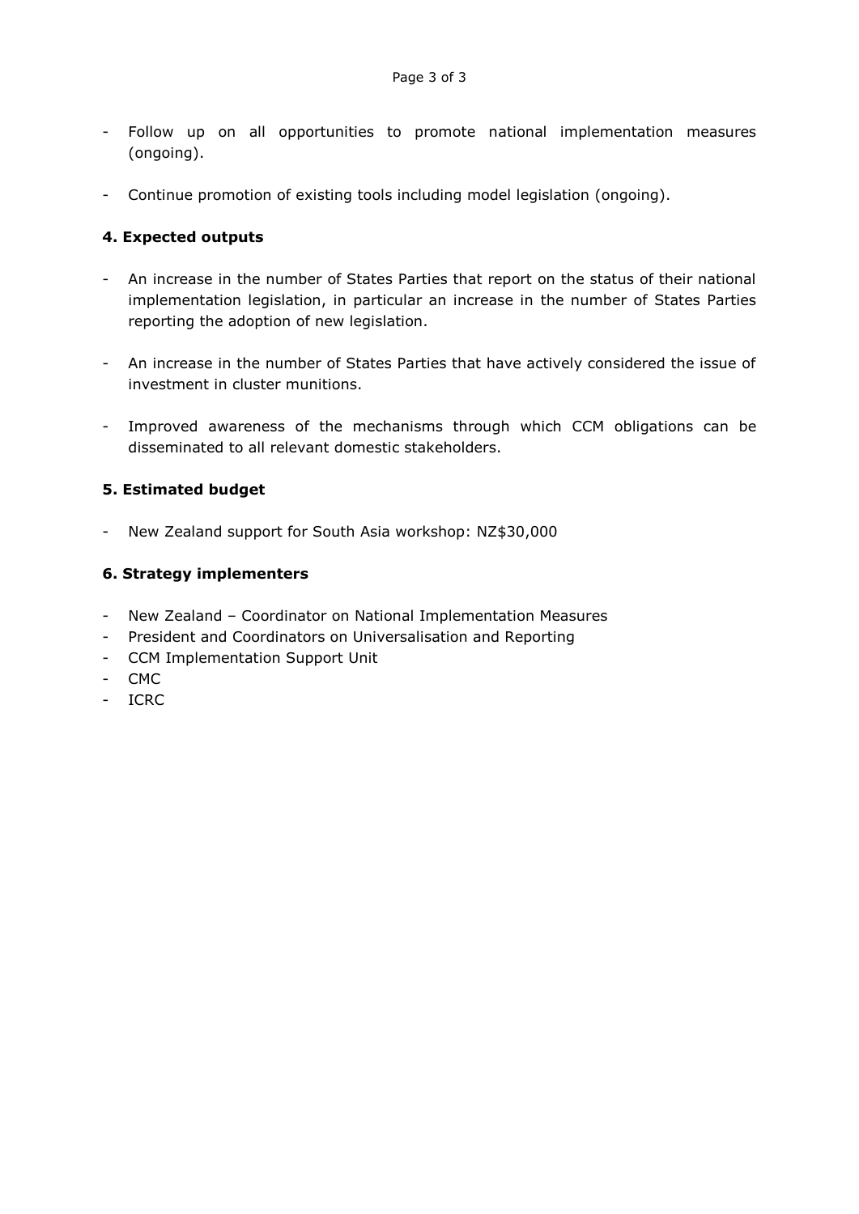- Follow up on all opportunities to promote national implementation measures (ongoing).

- Continue promotion of existing tools including model legislation (ongoing).

### 4. Expected outputs

- An increase in the number of States Parties that report on the status of their national implementation legislation, in particular an increase in the number of States Parties reporting the adoption of new legislation.

- An increase in the number of States Parties that have actively considered the issue of investment in cluster munitions.

- Improved awareness of the mechanisms through which CCM obligations can be disseminated to all relevant domestic stakeholders.

### 5. Estimated budget

- New Zealand support for South Asia workshop: NZ$30,000

### 6. Strategy implementers

- New Zealand – Coordinator on National Implementation Measures
- President and Coordinators on Universalisation and Reporting
- CCM Implementation Support Unit
- CMC
- ICRC